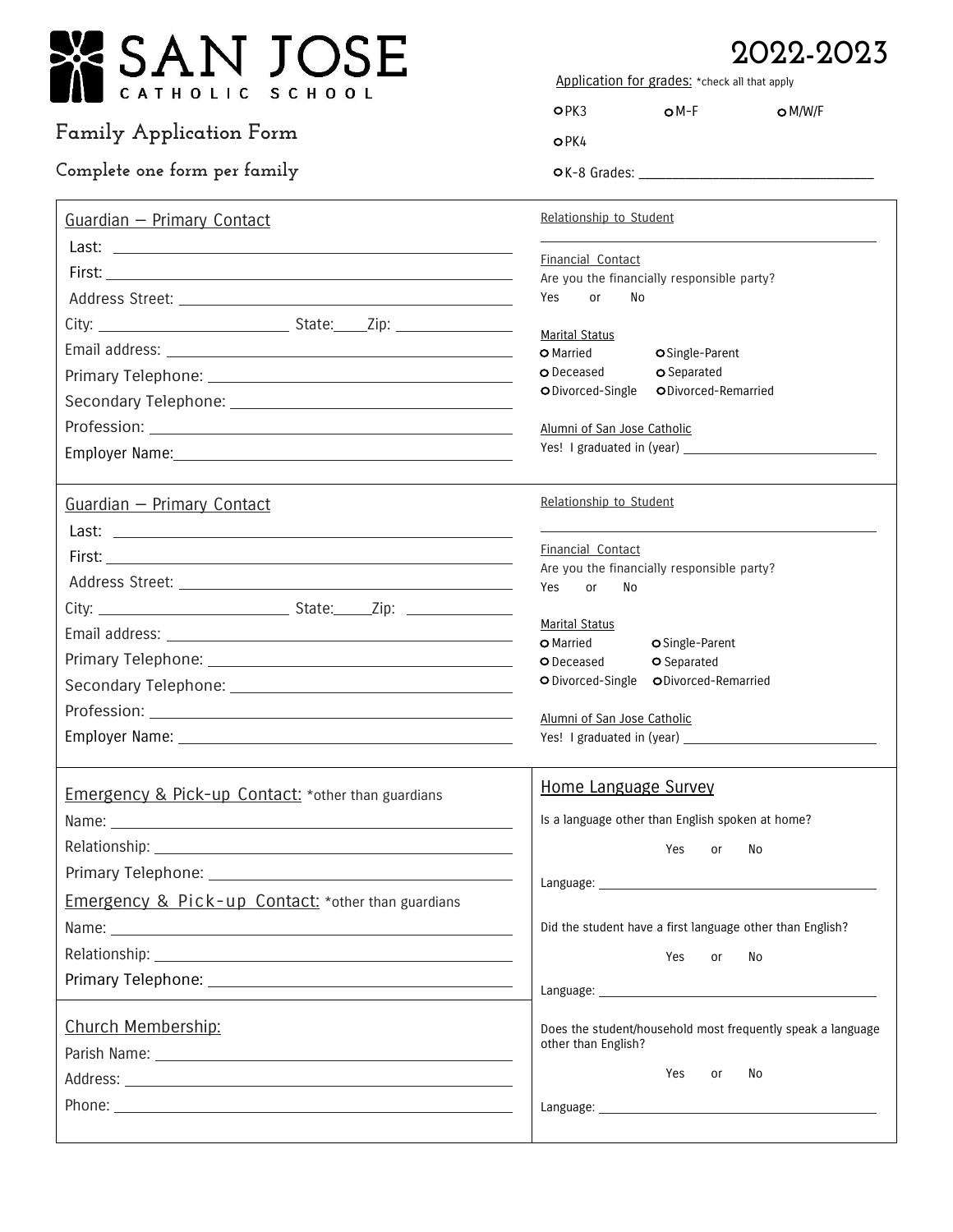# SAN JOSE

CATHOLIC SCHOOL

## Family Application Form

### Complete one form per family

# 2022-2023

Application for grades: *check all that apply

- ○ PK3 ○ M-F ○ M/W/F
- ○ PK4
- ○ K-8 Grades: ______________________________

---

**Guardian — Primary Contact**

Last: ______________________________

First: ______________________________

Address Street: ______________________________

City: ____________________ State:____ Zip: ____________

Email address: ______________________________

Primary Telephone: ______________________________

Secondary Telephone: ______________________________

Profession: ______________________________

Employer Name: ______________________________

Relationship to Student

______________________________

Financial Contact

Are you the financially responsible party?

Yes or No

Marital Status

- ○ Married ○ Single-Parent
- ○ Deceased ○ Separated
- ○ Divorced-Single ○ Divorced-Remarried

Alumni of San Jose Catholic

Yes! I graduated in (year) ______________________

---

**Guardian — Primary Contact**

Last: ______________________________

First: ______________________________

Address Street: ______________________________

City: ____________________ State:_____ Zip: ____________

Email address: ______________________________

Primary Telephone: ______________________________

Secondary Telephone: ______________________________

Profession: ______________________________

Employer Name: ______________________________

Relationship to Student

______________________________

Financial Contact

Are you the financially responsible party?

Yes or No

Marital Status

- ○ Married ○ Single-Parent
- ○ Deceased ○ Separated
- ○ Divorced-Single ○ Divorced-Remarried

Alumni of San Jose Catholic

Yes! I graduated in (year) ______________________

---

**Emergency & Pick-up Contact:** *other than guardians

Name: ______________________________

Relationship: ______________________________

Primary Telephone: ______________________________

**Emergency & Pick-up Contact:** *other than guardians

Name: ______________________________

Relationship: ______________________________

Primary Telephone: ______________________________

**Church Membership:**

Parish Name: ______________________________

Address: ______________________________

Phone: ______________________________

**Home Language Survey**

Is a language other than English spoken at home?

Yes or No

Language: ______________________________

Did the student have a first language other than English?

Yes or No

Language: ______________________________

Does the student/household most frequently speak a language other than English?

Yes or No

Language: ______________________________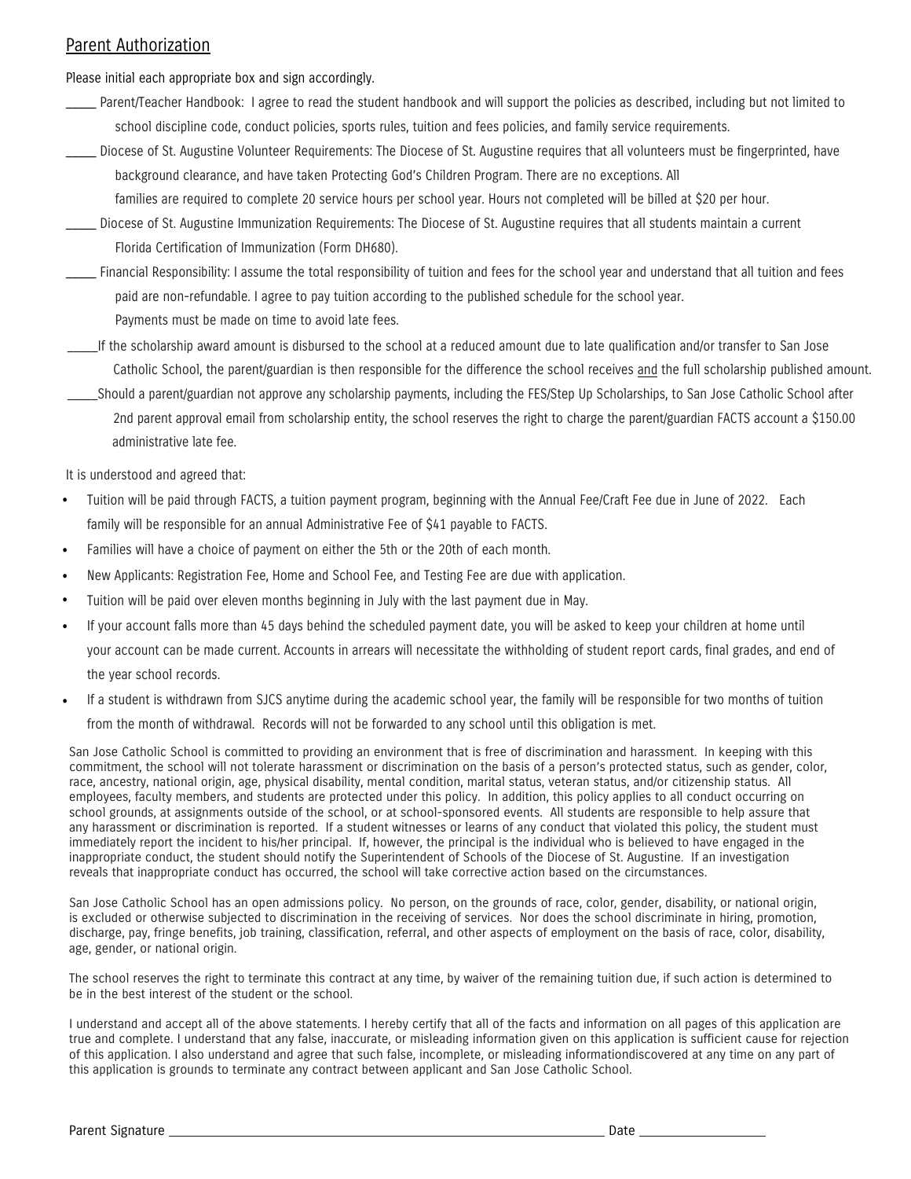## Parent Authorization

Please initial each appropriate box and sign accordingly.

_____ Parent/Teacher Handbook: I agree to read the student handbook and will support the policies as described, including but not limited to school discipline code, conduct policies, sports rules, tuition and fees policies, and family service requirements.

_____ Diocese of St. Augustine Volunteer Requirements: The Diocese of St. Augustine requires that all volunteers must be fingerprinted, have background clearance, and have taken Protecting God's Children Program. There are no exceptions. All families are required to complete 20 service hours per school year. Hours not completed will be billed at $20 per hour.

_____ Diocese of St. Augustine Immunization Requirements: The Diocese of St. Augustine requires that all students maintain a current Florida Certification of Immunization (Form DH680).

_____ Financial Responsibility: I assume the total responsibility of tuition and fees for the school year and understand that all tuition and fees paid are non-refundable. I agree to pay tuition according to the published schedule for the school year. Payments must be made on time to avoid late fees.

_____If the scholarship award amount is disbursed to the school at a reduced amount due to late qualification and/or transfer to San Jose Catholic School, the parent/guardian is then responsible for the difference the school receives and the full scholarship published amount.

_____Should a parent/guardian not approve any scholarship payments, including the FES/Step Up Scholarships, to San Jose Catholic School after 2nd parent approval email from scholarship entity, the school reserves the right to charge the parent/guardian FACTS account a $150.00 administrative late fee.

It is understood and agreed that:

- Tuition will be paid through FACTS, a tuition payment program, beginning with the Annual Fee/Craft Fee due in June of 2022. Each family will be responsible for an annual Administrative Fee of $41 payable to FACTS.
- Families will have a choice of payment on either the 5th or the 20th of each month.
- New Applicants: Registration Fee, Home and School Fee, and Testing Fee are due with application.
- Tuition will be paid over eleven months beginning in July with the last payment due in May.
- If your account falls more than 45 days behind the scheduled payment date, you will be asked to keep your children at home until your account can be made current. Accounts in arrears will necessitate the withholding of student report cards, final grades, and end of the year school records.
- If a student is withdrawn from SJCS anytime during the academic school year, the family will be responsible for two months of tuition from the month of withdrawal. Records will not be forwarded to any school until this obligation is met.

San Jose Catholic School is committed to providing an environment that is free of discrimination and harassment. In keeping with this commitment, the school will not tolerate harassment or discrimination on the basis of a person's protected status, such as gender, color, race, ancestry, national origin, age, physical disability, mental condition, marital status, veteran status, and/or citizenship status. All employees, faculty members, and students are protected under this policy. In addition, this policy applies to all conduct occurring on school grounds, at assignments outside of the school, or at school-sponsored events. All students are responsible to help assure that any harassment or discrimination is reported. If a student witnesses or learns of any conduct that violated this policy, the student must immediately report the incident to his/her principal. If, however, the principal is the individual who is believed to have engaged in the inappropriate conduct, the student should notify the Superintendent of Schools of the Diocese of St. Augustine. If an investigation reveals that inappropriate conduct has occurred, the school will take corrective action based on the circumstances.

San Jose Catholic School has an open admissions policy. No person, on the grounds of race, color, gender, disability, or national origin, is excluded or otherwise subjected to discrimination in the receiving of services. Nor does the school discriminate in hiring, promotion, discharge, pay, fringe benefits, job training, classification, referral, and other aspects of employment on the basis of race, color, disability, age, gender, or national origin.

The school reserves the right to terminate this contract at any time, by waiver of the remaining tuition due, if such action is determined to be in the best interest of the student or the school.

I understand and accept all of the above statements. I hereby certify that all of the facts and information on all pages of this application are true and complete. I understand that any false, inaccurate, or misleading information given on this application is sufficient cause for rejection of this application. I also understand and agree that such false, incomplete, or misleading informationdiscovered at any time on any part of this application is grounds to terminate any contract between applicant and San Jose Catholic School.

Parent Signature ____________________________________________ Date ______________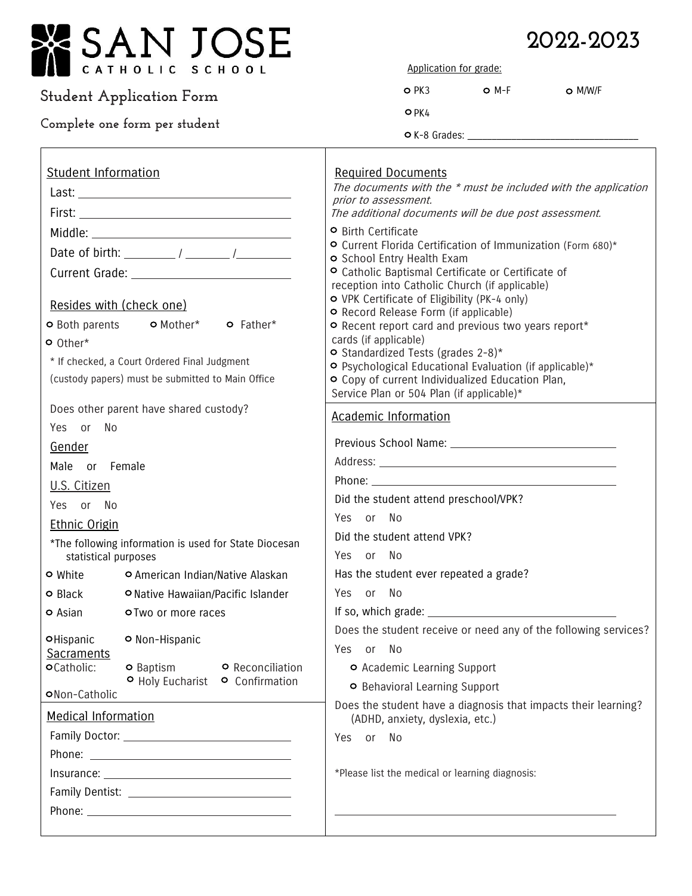# SAN JOSE CATHOLIC SCHOOL

## 2022-2023

**Student Application Form**

**Complete one form per student**

Application for grade:

- ○ PK3 ○ M-F ○ M/W/F
- ○ PK4
- ○ K-8 Grades: ______________________

## Student Information

Last: ______________________

First: ______________________

Middle: ______________________

Date of birth: ________ / _______ /________

Current Grade: ______________________

### Resides with (check one)

○ Both parents ○ Mother* ○ Father*

○ Other*

* If checked, a Court Ordered Final Judgment (custody papers) must be submitted to Main Office

Does other parent have shared custody?

Yes or No

### Gender

Male or Female

### U.S. Citizen

Yes or No

### Ethnic Origin

*The following information is used for State Diocesan statistical purposes

- ○ White ○ American Indian/Native Alaskan
- ○ Black ○ Native Hawaiian/Pacific Islander
- ○ Asian ○ Two or more races
- ○ Hispanic ○ Non-Hispanic

### Sacraments

○ Catholic: ○ Baptism ○ Reconciliation ○ Holy Eucharist ○ Confirmation

○ Non-Catholic

## Medical Information

Family Doctor: ______________________

Phone: ______________________

Insurance: ______________________

Family Dentist: ______________________

Phone: ______________________

## Required Documents

*The documents with the * must be included with the application prior to assessment.*
*The additional documents will be due post assessment.*

- ○ Birth Certificate
- ○ Current Florida Certification of Immunization (Form 680)*
- ○ School Entry Health Exam
- ○ Catholic Baptismal Certificate or Certificate of reception into Catholic Church (if applicable)
- ○ VPK Certificate of Eligibility (PK-4 only)
- ○ Record Release Form (if applicable)
- ○ Recent report card and previous two years report* cards (if applicable)
- ○ Standardized Tests (grades 2-8)*
- ○ Psychological Educational Evaluation (if applicable)*
- ○ Copy of current Individualized Education Plan, Service Plan or 504 Plan (if applicable)*

## Academic Information

Previous School Name: ______________________

Address: ______________________

Phone: ______________________

Did the student attend preschool/VPK?

Yes or No

Did the student attend VPK?

Yes or No

Has the student ever repeated a grade?

Yes or No

If so, which grade: ______________________

Does the student receive or need any of the following services?

Yes or No

- ○ Academic Learning Support
- ○ Behavioral Learning Support

Does the student have a diagnosis that impacts their learning? (ADHD, anxiety, dyslexia, etc.)

Yes or No

*Please list the medical or learning diagnosis:

______________________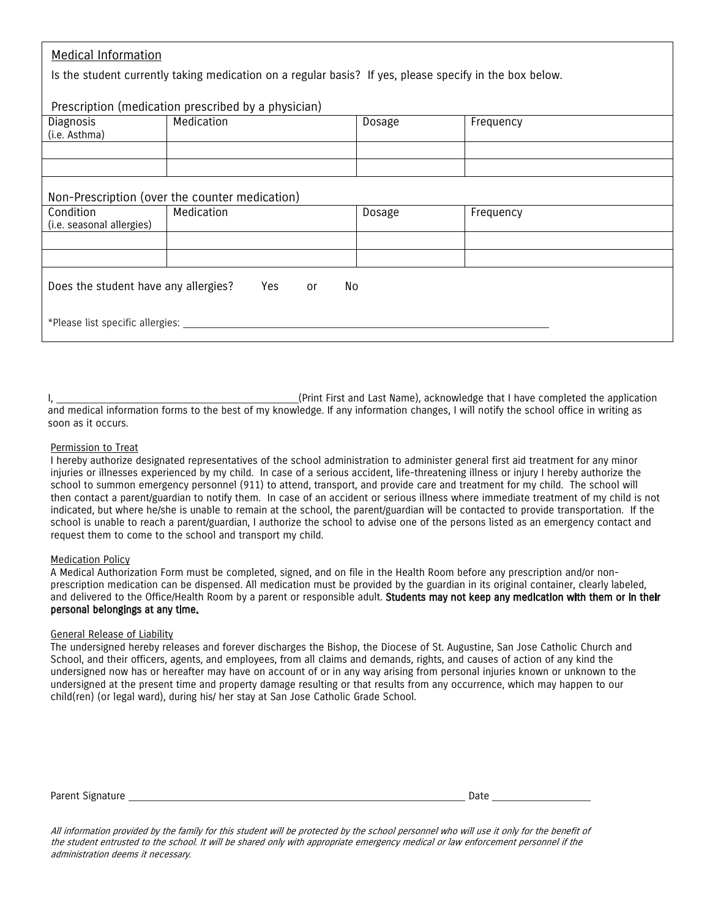## Medical Information

Is the student currently taking medication on a regular basis? If yes, please specify in the box below.

Prescription (medication prescribed by a physician)

| Diagnosis (i.e. Asthma) | Medication | Dosage | Frequency |
|---|---|---|---|
| | | | |
| | | | |

Non-Prescription (over the counter medication)

| Condition (i.e. seasonal allergies) | Medication | Dosage | Frequency |
|---|---|---|---|
| | | | |
| | | | |

Does the student have any allergies? Yes or No

*Please list specific allergies: ______________________________________________

I, ______________________________(Print First and Last Name), acknowledge that I have completed the application and medical information forms to the best of my knowledge. If any information changes, I will notify the school office in writing as soon as it occurs.

Permission to Treat

I hereby authorize designated representatives of the school administration to administer general first aid treatment for any minor injuries or illnesses experienced by my child. In case of a serious accident, life-threatening illness or injury I hereby authorize the school to summon emergency personnel (911) to attend, transport, and provide care and treatment for my child. The school will then contact a parent/guardian to notify them. In case of an accident or serious illness where immediate treatment of my child is not indicated, but where he/she is unable to remain at the school, the parent/guardian will be contacted to provide transportation. If the school is unable to reach a parent/guardian, I authorize the school to advise one of the persons listed as an emergency contact and request them to come to the school and transport my child.

Medication Policy

A Medical Authorization Form must be completed, signed, and on file in the Health Room before any prescription and/or non-prescription medication can be dispensed. All medication must be provided by the guardian in its original container, clearly labeled, and delivered to the Office/Health Room by a parent or responsible adult. **Students may not keep any medication with them or in their personal belongings at any time.**

General Release of Liability

The undersigned hereby releases and forever discharges the Bishop, the Diocese of St. Augustine, San Jose Catholic Church and School, and their officers, agents, and employees, from all claims and demands, rights, and causes of action of any kind the undersigned now has or hereafter may have on account of or in any way arising from personal injuries known or unknown to the undersigned at the present time and property damage resulting or that results from any occurrence, which may happen to our child(ren) (or legal ward), during his/ her stay at San Jose Catholic Grade School.

Parent Signature ______________________________________________ Date ______________

*All information provided by the family for this student will be protected by the school personnel who will use it only for the benefit of the student entrusted to the school. It will be shared only with appropriate emergency medical or law enforcement personnel if the administration deems it necessary.*